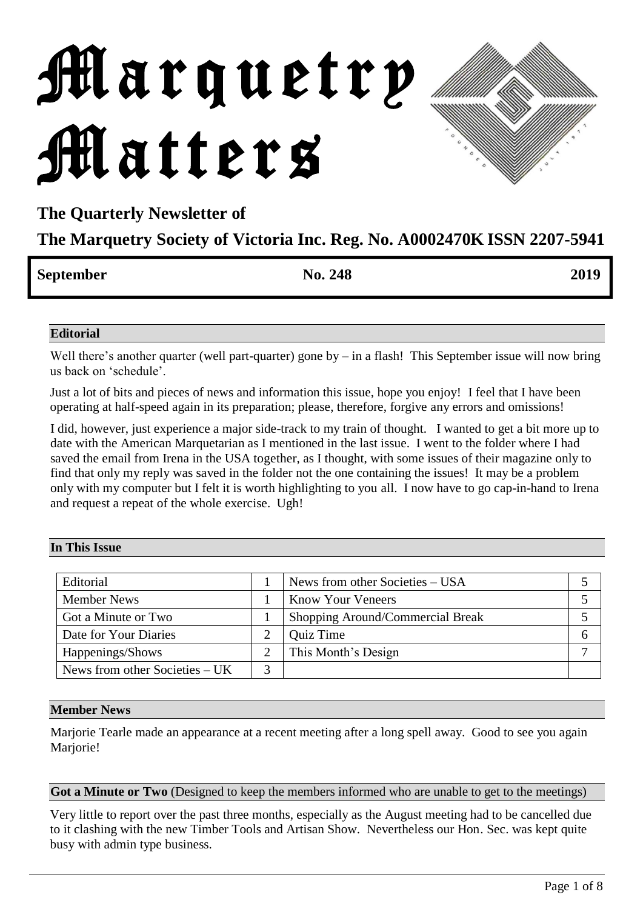# Marquetry Matters

**The Quarterly Newsletter of**

**The Marquetry Society of Victoria Inc. Reg. No. A0002470K ISSN 2207-5941**

| **September** | **No. 248** | **2019** |
|---|---|---|

## Editorial

Well there's another quarter (well part-quarter) gone by – in a flash! This September issue will now bring us back on 'schedule'.

Just a lot of bits and pieces of news and information this issue, hope you enjoy! I feel that I have been operating at half-speed again in its preparation; please, therefore, forgive any errors and omissions!

I did, however, just experience a major side-track to my train of thought. I wanted to get a bit more up to date with the American Marquetarian as I mentioned in the last issue. I went to the folder where I had saved the email from Irena in the USA together, as I thought, with some issues of their magazine only to find that only my reply was saved in the folder not the one containing the issues! It may be a problem only with my computer but I felt it is worth highlighting to you all. I now have to go cap-in-hand to Irena and request a repeat of the whole exercise. Ugh!

## In This Issue

| | | | |
|---|---|---|---|
| Editorial | 1 | News from other Societies – USA | 5 |
| Member News | 1 | Know Your Veneers | 5 |
| Got a Minute or Two | 1 | Shopping Around/Commercial Break | 5 |
| Date for Your Diaries | 2 | Quiz Time | 6 |
| Happenings/Shows | 2 | This Month's Design | 7 |
| News from other Societies – UK | 3 | | |

## Member News

Marjorie Tearle made an appearance at a recent meeting after a long spell away. Good to see you again Marjorie!

## Got a Minute or Two (Designed to keep the members informed who are unable to get to the meetings)

Very little to report over the past three months, especially as the August meeting had to be cancelled due to it clashing with the new Timber Tools and Artisan Show. Nevertheless our Hon. Sec. was kept quite busy with admin type business.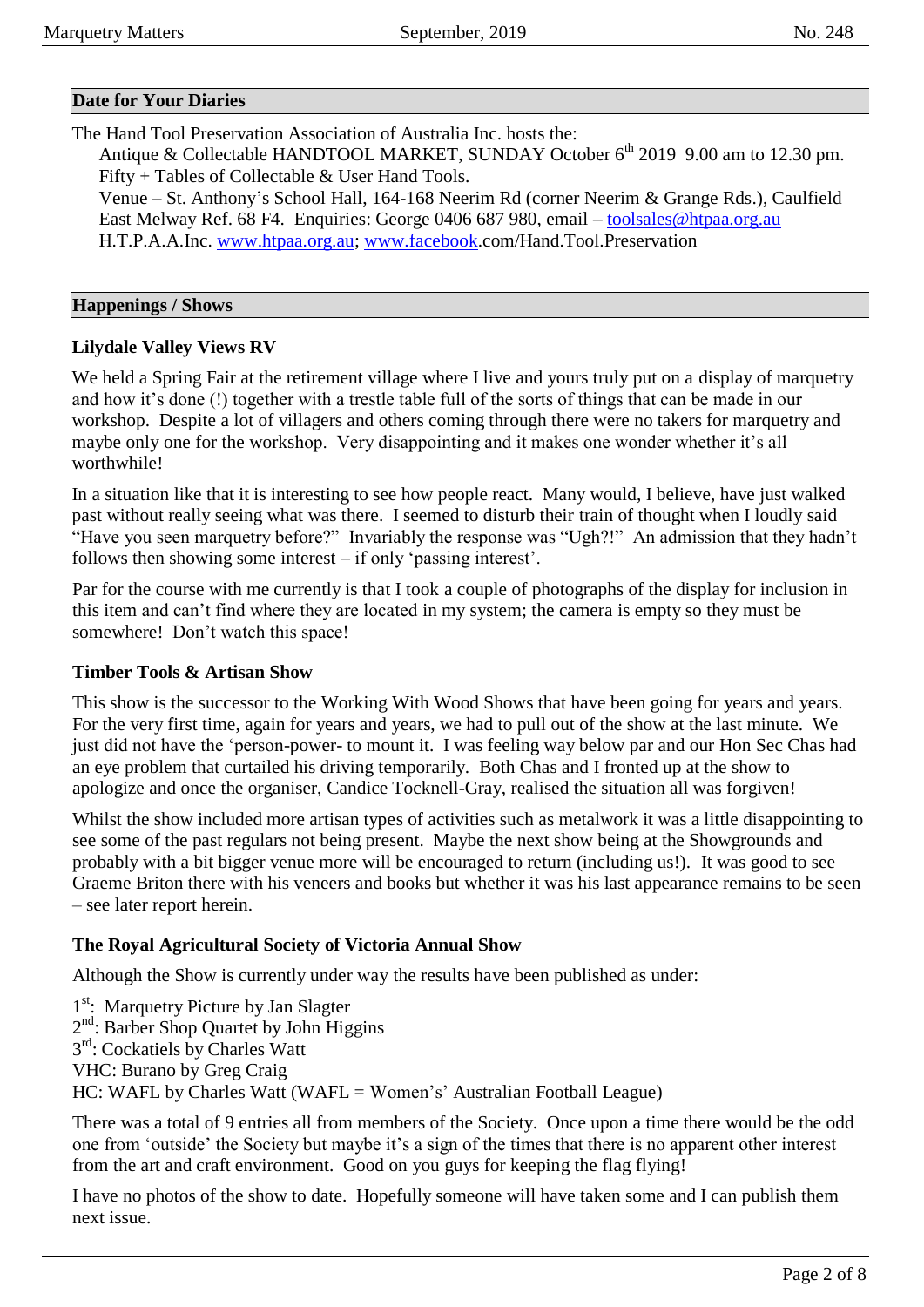## Date for Your Diaries

The Hand Tool Preservation Association of Australia Inc. hosts the:

Antique & Collectable HANDTOOL MARKET, SUNDAY October 6th 2019 9.00 am to 12.30 pm.
Fifty + Tables of Collectable & User Hand Tools.
Venue – St. Anthony's School Hall, 164-168 Neerim Rd (corner Neerim & Grange Rds.), Caulfield East Melway Ref. 68 F4. Enquiries: George 0406 687 980, email – toolsales@htpaa.org.au
H.T.P.A.A.Inc. www.htpaa.org.au; www.facebook.com/Hand.Tool.Preservation

## Happenings / Shows

### Lilydale Valley Views RV

We held a Spring Fair at the retirement village where I live and yours truly put on a display of marquetry and how it's done (!) together with a trestle table full of the sorts of things that can be made in our workshop. Despite a lot of villagers and others coming through there were no takers for marquetry and maybe only one for the workshop. Very disappointing and it makes one wonder whether it's all worthwhile!

In a situation like that it is interesting to see how people react. Many would, I believe, have just walked past without really seeing what was there. I seemed to disturb their train of thought when I loudly said "Have you seen marquetry before?" Invariably the response was "Ugh?!" An admission that they hadn't follows then showing some interest – if only 'passing interest'.

Par for the course with me currently is that I took a couple of photographs of the display for inclusion in this item and can't find where they are located in my system; the camera is empty so they must be somewhere! Don't watch this space!

### Timber Tools & Artisan Show

This show is the successor to the Working With Wood Shows that have been going for years and years. For the very first time, again for years and years, we had to pull out of the show at the last minute. We just did not have the 'person-power- to mount it. I was feeling way below par and our Hon Sec Chas had an eye problem that curtailed his driving temporarily. Both Chas and I fronted up at the show to apologize and once the organiser, Candice Tocknell-Gray, realised the situation all was forgiven!

Whilst the show included more artisan types of activities such as metalwork it was a little disappointing to see some of the past regulars not being present. Maybe the next show being at the Showgrounds and probably with a bit bigger venue more will be encouraged to return (including us!). It was good to see Graeme Briton there with his veneers and books but whether it was his last appearance remains to be seen – see later report herein.

### The Royal Agricultural Society of Victoria Annual Show

Although the Show is currently under way the results have been published as under:

1st: Marquetry Picture by Jan Slagter
2nd: Barber Shop Quartet by John Higgins
3rd: Cockatiels by Charles Watt
VHC: Burano by Greg Craig
HC: WAFL by Charles Watt (WAFL = Women's' Australian Football League)

There was a total of 9 entries all from members of the Society. Once upon a time there would be the odd one from 'outside' the Society but maybe it's a sign of the times that there is no apparent other interest from the art and craft environment. Good on you guys for keeping the flag flying!

I have no photos of the show to date. Hopefully someone will have taken some and I can publish them next issue.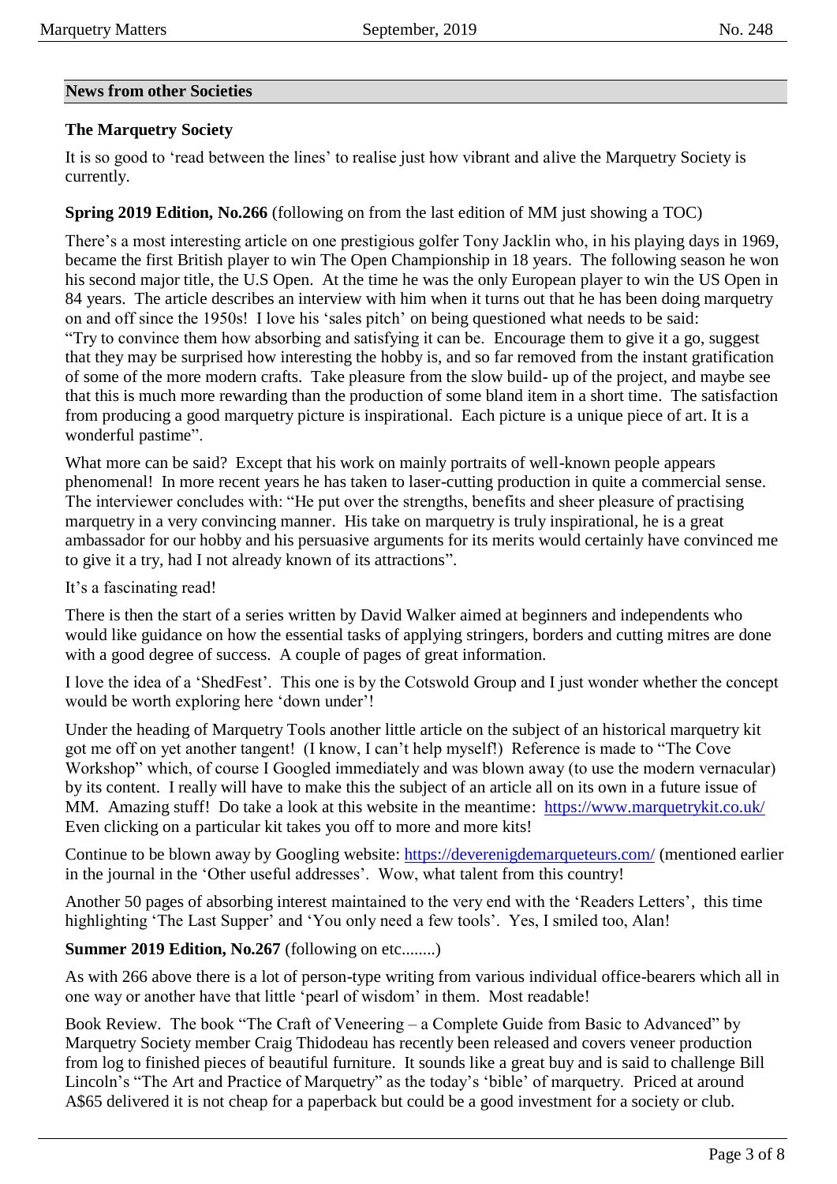## News from other Societies

### The Marquetry Society

It is so good to 'read between the lines' to realise just how vibrant and alive the Marquetry Society is currently.

**Spring 2019 Edition, No.266** (following on from the last edition of MM just showing a TOC)

There's a most interesting article on one prestigious golfer Tony Jacklin who, in his playing days in 1969, became the first British player to win The Open Championship in 18 years. The following season he won his second major title, the U.S Open. At the time he was the only European player to win the US Open in 84 years. The article describes an interview with him when it turns out that he has been doing marquetry on and off since the 1950s! I love his 'sales pitch' on being questioned what needs to be said: "Try to convince them how absorbing and satisfying it can be. Encourage them to give it a go, suggest that they may be surprised how interesting the hobby is, and so far removed from the instant gratification of some of the more modern crafts. Take pleasure from the slow build- up of the project, and maybe see that this is much more rewarding than the production of some bland item in a short time. The satisfaction from producing a good marquetry picture is inspirational. Each picture is a unique piece of art. It is a wonderful pastime".

What more can be said? Except that his work on mainly portraits of well-known people appears phenomenal! In more recent years he has taken to laser-cutting production in quite a commercial sense. The interviewer concludes with: "He put over the strengths, benefits and sheer pleasure of practising marquetry in a very convincing manner. His take on marquetry is truly inspirational, he is a great ambassador for our hobby and his persuasive arguments for its merits would certainly have convinced me to give it a try, had I not already known of its attractions".

It's a fascinating read!

There is then the start of a series written by David Walker aimed at beginners and independents who would like guidance on how the essential tasks of applying stringers, borders and cutting mitres are done with a good degree of success. A couple of pages of great information.

I love the idea of a 'ShedFest'. This one is by the Cotswold Group and I just wonder whether the concept would be worth exploring here 'down under'!

Under the heading of Marquetry Tools another little article on the subject of an historical marquetry kit got me off on yet another tangent! (I know, I can't help myself!) Reference is made to "The Cove Workshop" which, of course I Googled immediately and was blown away (to use the modern vernacular) by its content. I really will have to make this the subject of an article all on its own in a future issue of MM. Amazing stuff! Do take a look at this website in the meantime: https://www.marquetrykit.co.uk/ Even clicking on a particular kit takes you off to more and more kits!

Continue to be blown away by Googling website: https://deverenigdemarqueteurs.com/ (mentioned earlier in the journal in the 'Other useful addresses'. Wow, what talent from this country!

Another 50 pages of absorbing interest maintained to the very end with the 'Readers Letters', this time highlighting 'The Last Supper' and 'You only need a few tools'. Yes, I smiled too, Alan!

**Summer 2019 Edition, No.267** (following on etc........)

As with 266 above there is a lot of person-type writing from various individual office-bearers which all in one way or another have that little 'pearl of wisdom' in them. Most readable!

Book Review. The book "The Craft of Veneering – a Complete Guide from Basic to Advanced" by Marquetry Society member Craig Thidodeau has recently been released and covers veneer production from log to finished pieces of beautiful furniture. It sounds like a great buy and is said to challenge Bill Lincoln's "The Art and Practice of Marquetry" as the today's 'bible' of marquetry. Priced at around A$65 delivered it is not cheap for a paperback but could be a good investment for a society or club.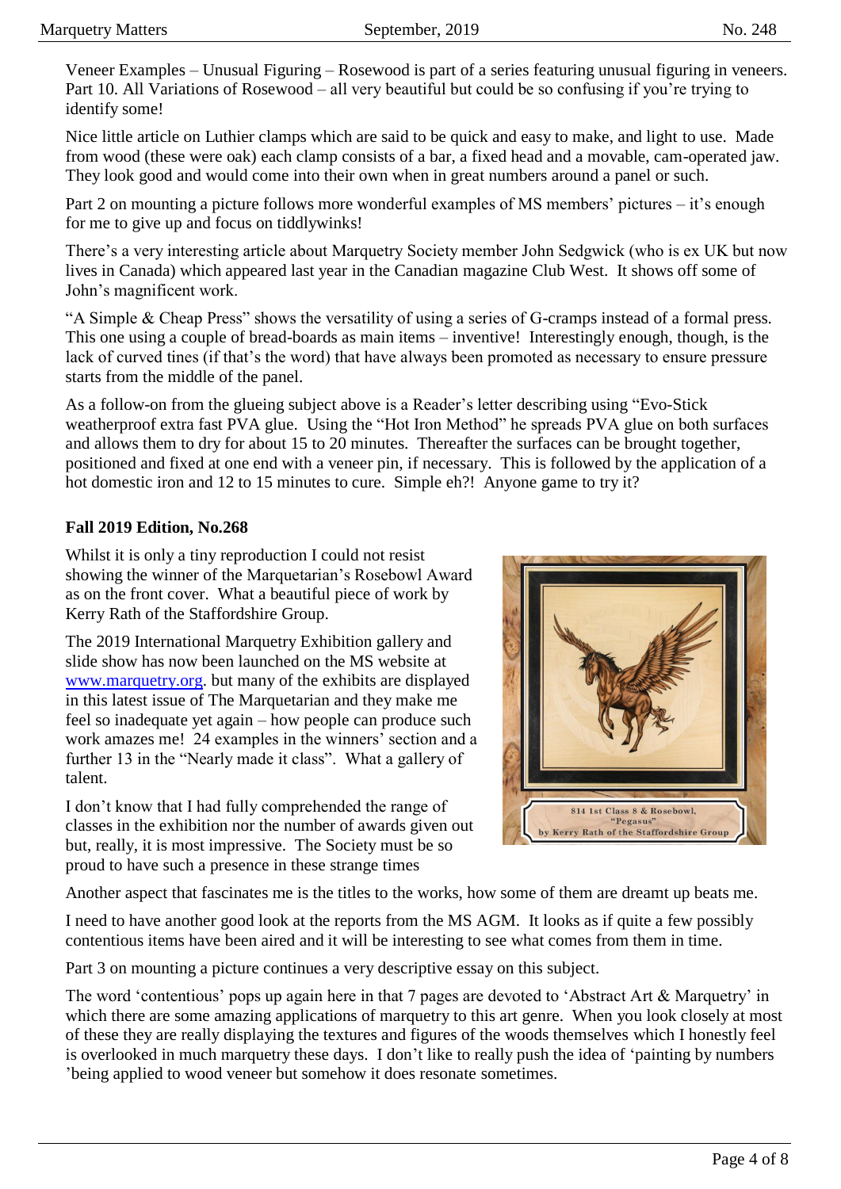Veneer Examples – Unusual Figuring – Rosewood is part of a series featuring unusual figuring in veneers. Part 10. All Variations of Rosewood – all very beautiful but could be so confusing if you're trying to identify some!

Nice little article on Luthier clamps which are said to be quick and easy to make, and light to use. Made from wood (these were oak) each clamp consists of a bar, a fixed head and a movable, cam-operated jaw. They look good and would come into their own when in great numbers around a panel or such.

Part 2 on mounting a picture follows more wonderful examples of MS members' pictures – it's enough for me to give up and focus on tiddlywinks!

There's a very interesting article about Marquetry Society member John Sedgwick (who is ex UK but now lives in Canada) which appeared last year in the Canadian magazine Club West. It shows off some of John's magnificent work.

"A Simple & Cheap Press" shows the versatility of using a series of G-cramps instead of a formal press. This one using a couple of bread-boards as main items – inventive! Interestingly enough, though, is the lack of curved tines (if that's the word) that have always been promoted as necessary to ensure pressure starts from the middle of the panel.

As a follow-on from the glueing subject above is a Reader's letter describing using "Evo-Stick weatherproof extra fast PVA glue. Using the "Hot Iron Method" he spreads PVA glue on both surfaces and allows them to dry for about 15 to 20 minutes. Thereafter the surfaces can be brought together, positioned and fixed at one end with a veneer pin, if necessary. This is followed by the application of a hot domestic iron and 12 to 15 minutes to cure. Simple eh?! Anyone game to try it?

**Fall 2019 Edition, No.268**

Whilst it is only a tiny reproduction I could not resist showing the winner of the Marquetarian's Rosebowl Award as on the front cover. What a beautiful piece of work by Kerry Rath of the Staffordshire Group.

814 1st Class 8 & Rosebowl, "Pegasus" by Kerry Rath of the Staffordshire Group

The 2019 International Marquetry Exhibition gallery and slide show has now been launched on the MS website at www.marquetry.org. but many of the exhibits are displayed in this latest issue of The Marquetarian and they make me feel so inadequate yet again – how people can produce such work amazes me! 24 examples in the winners' section and a further 13 in the "Nearly made it class". What a gallery of talent.

I don't know that I had fully comprehended the range of classes in the exhibition nor the number of awards given out but, really, it is most impressive. The Society must be so proud to have such a presence in these strange times

Another aspect that fascinates me is the titles to the works, how some of them are dreamt up beats me.

I need to have another good look at the reports from the MS AGM. It looks as if quite a few possibly contentious items have been aired and it will be interesting to see what comes from them in time.

Part 3 on mounting a picture continues a very descriptive essay on this subject.

The word 'contentious' pops up again here in that 7 pages are devoted to 'Abstract Art & Marquetry' in which there are some amazing applications of marquetry to this art genre. When you look closely at most of these they are really displaying the textures and figures of the woods themselves which I honestly feel is overlooked in much marquetry these days. I don't like to really push the idea of 'painting by numbers 'being applied to wood veneer but somehow it does resonate sometimes.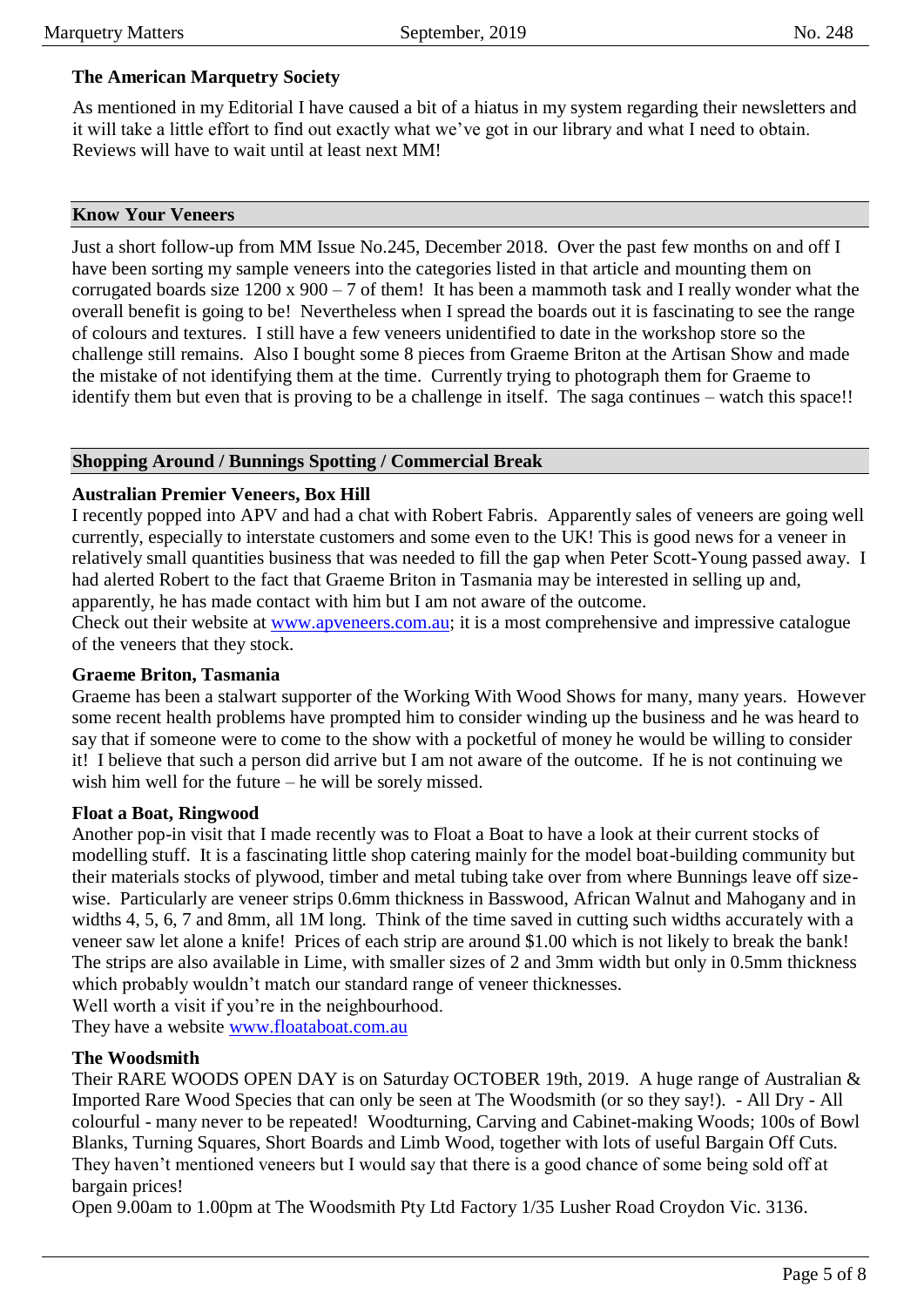### The American Marquetry Society

As mentioned in my Editorial I have caused a bit of a hiatus in my system regarding their newsletters and it will take a little effort to find out exactly what we've got in our library and what I need to obtain. Reviews will have to wait until at least next MM!

## Know Your Veneers

Just a short follow-up from MM Issue No.245, December 2018. Over the past few months on and off I have been sorting my sample veneers into the categories listed in that article and mounting them on corrugated boards size 1200 x 900 – 7 of them! It has been a mammoth task and I really wonder what the overall benefit is going to be! Nevertheless when I spread the boards out it is fascinating to see the range of colours and textures. I still have a few veneers unidentified to date in the workshop store so the challenge still remains. Also I bought some 8 pieces from Graeme Briton at the Artisan Show and made the mistake of not identifying them at the time. Currently trying to photograph them for Graeme to identify them but even that is proving to be a challenge in itself. The saga continues – watch this space!!

## Shopping Around / Bunnings Spotting / Commercial Break

### Australian Premier Veneers, Box Hill

I recently popped into APV and had a chat with Robert Fabris. Apparently sales of veneers are going well currently, especially to interstate customers and some even to the UK! This is good news for a veneer in relatively small quantities business that was needed to fill the gap when Peter Scott-Young passed away. I had alerted Robert to the fact that Graeme Briton in Tasmania may be interested in selling up and, apparently, he has made contact with him but I am not aware of the outcome.
Check out their website at www.apveneers.com.au; it is a most comprehensive and impressive catalogue of the veneers that they stock.

### Graeme Briton, Tasmania

Graeme has been a stalwart supporter of the Working With Wood Shows for many, many years. However some recent health problems have prompted him to consider winding up the business and he was heard to say that if someone were to come to the show with a pocketful of money he would be willing to consider it! I believe that such a person did arrive but I am not aware of the outcome. If he is not continuing we wish him well for the future – he will be sorely missed.

### Float a Boat, Ringwood

Another pop-in visit that I made recently was to Float a Boat to have a look at their current stocks of modelling stuff. It is a fascinating little shop catering mainly for the model boat-building community but their materials stocks of plywood, timber and metal tubing take over from where Bunnings leave off size-wise. Particularly are veneer strips 0.6mm thickness in Basswood, African Walnut and Mahogany and in widths 4, 5, 6, 7 and 8mm, all 1M long. Think of the time saved in cutting such widths accurately with a veneer saw let alone a knife! Prices of each strip are around $1.00 which is not likely to break the bank! The strips are also available in Lime, with smaller sizes of 2 and 3mm width but only in 0.5mm thickness which probably wouldn't match our standard range of veneer thicknesses.
Well worth a visit if you're in the neighbourhood.
They have a website www.floataboat.com.au

### The Woodsmith

Their RARE WOODS OPEN DAY is on Saturday OCTOBER 19th, 2019. A huge range of Australian & Imported Rare Wood Species that can only be seen at The Woodsmith (or so they say!). - All Dry - All colourful - many never to be repeated! Woodturning, Carving and Cabinet-making Woods; 100s of Bowl Blanks, Turning Squares, Short Boards and Limb Wood, together with lots of useful Bargain Off Cuts. They haven't mentioned veneers but I would say that there is a good chance of some being sold off at bargain prices!
Open 9.00am to 1.00pm at The Woodsmith Pty Ltd Factory 1/35 Lusher Road Croydon Vic. 3136.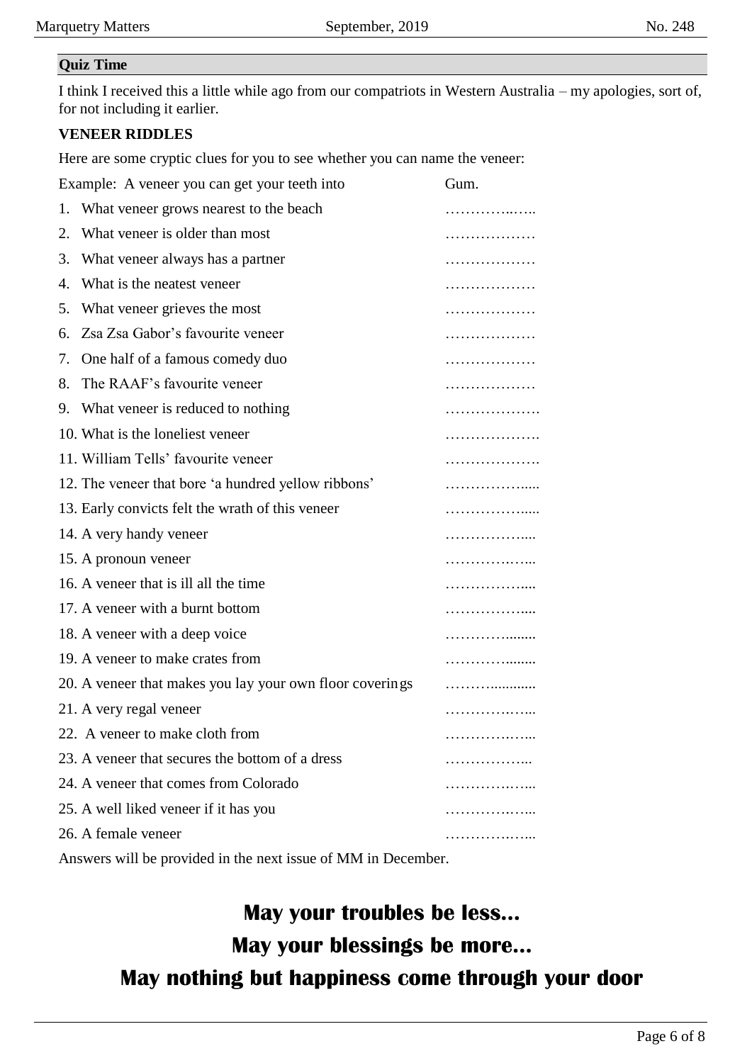## Quiz Time

I think I received this a little while ago from our compatriots in Western Australia – my apologies, sort of, for not including it earlier.

**VENEER RIDDLES**

Here are some cryptic clues for you to see whether you can name the veneer:

Example: A veneer you can get your teeth into — Gum.

1. What veneer grows nearest to the beach ……………..…..
2. What veneer is older than most ………………
3. What veneer always has a partner ………………
4. What is the neatest veneer ………………
5. What veneer grieves the most ………………
6. Zsa Zsa Gabor's favourite veneer ………………
7. One half of a famous comedy duo ………………
8. The RAAF's favourite veneer ………………
9. What veneer is reduced to nothing ……………….
10. What is the loneliest veneer ……………….
11. William Tells' favourite veneer ……………….
12. The veneer that bore 'a hundred yellow ribbons' ……………......
13. Early convicts felt the wrath of this veneer ……………......
14. A very handy veneer ……………....
15. A pronoun veneer ……………..…...
16. A veneer that is ill all the time ……………....
17. A veneer with a burnt bottom ……………....
18. A veneer with a deep voice ………….........
19. A veneer to make crates from ………….........
20. A veneer that makes you lay your own floor coverings ………..............
21. A very regal veneer ……………..…...
22. A veneer to make cloth from ……………..…...
23. A veneer that secures the bottom of a dress ……………...
24. A veneer that comes from Colorado ……………..…...
25. A well liked veneer if it has you ……………..…...
26. A female veneer ……………..…...

Answers will be provided in the next issue of MM in December.

**May your troubles be less...**

**May your blessings be more...**

**May nothing but happiness come through your door**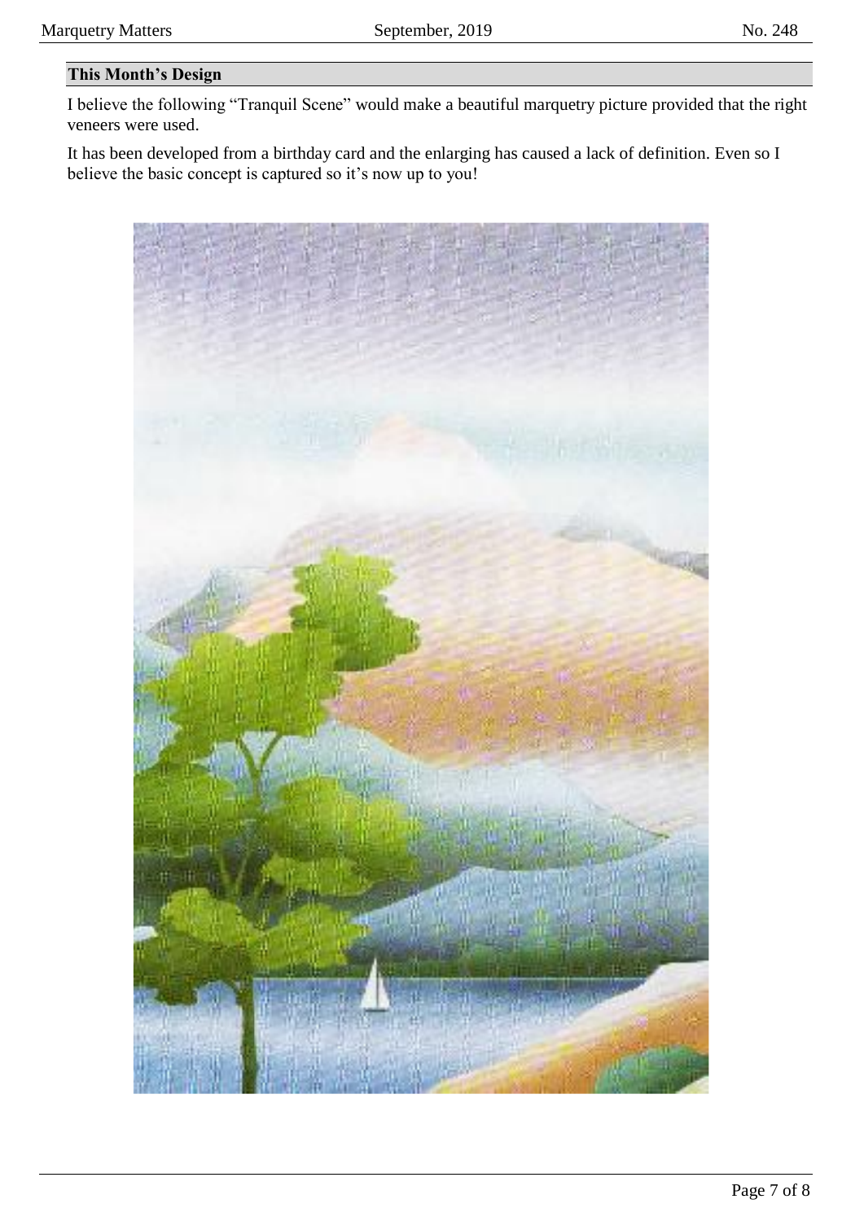## This Month's Design

I believe the following "Tranquil Scene" would make a beautiful marquetry picture provided that the right veneers were used.

It has been developed from a birthday card and the enlarging has caused a lack of definition. Even so I believe the basic concept is captured so it's now up to you!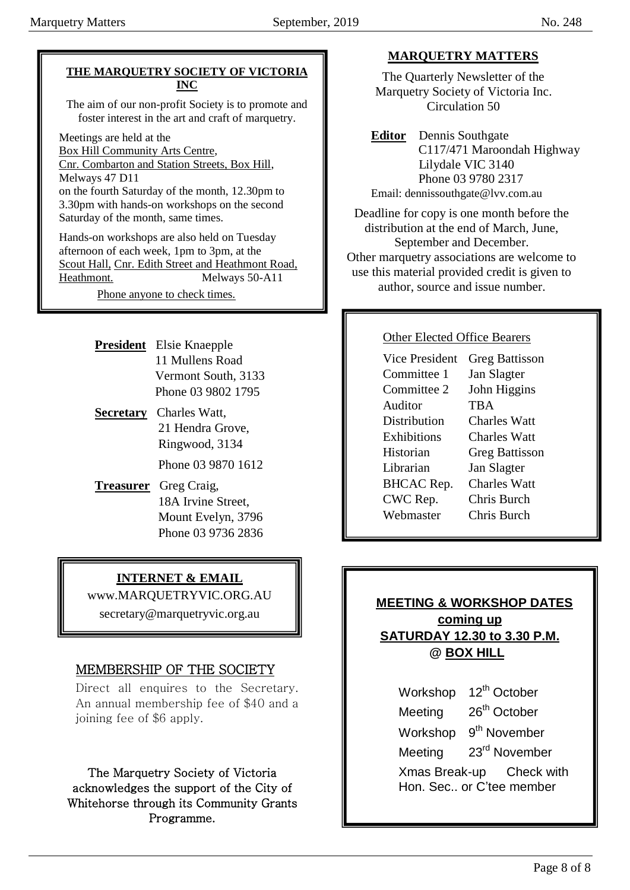## THE MARQUETRY SOCIETY OF VICTORIA INC

The aim of our non-profit Society is to promote and foster interest in the art and craft of marquetry.

Meetings are held at the
Box Hill Community Arts Centre,
Cnr. Combarton and Station Streets, Box Hill,
Melways 47 D11
on the fourth Saturday of the month, 12.30pm to 3.30pm with hands-on workshops on the second Saturday of the month, same times.

Hands-on workshops are also held on Tuesday afternoon of each week, 1pm to 3pm, at the Scout Hall, Cnr. Edith Street and Heathmont Road, Heathmont. Melways 50-A11

Phone anyone to check times.

**President** Elsie Knaepple
11 Mullens Road
Vermont South, 3133
Phone 03 9802 1795

**Secretary** Charles Watt,
21 Hendra Grove,
Ringwood, 3134
Phone 03 9870 1612

**Treasurer** Greg Craig,
18A Irvine Street,
Mount Evelyn, 3796
Phone 03 9736 2836

## INTERNET & EMAIL

www.MARQUETRYVIC.ORG.AU
secretary@marquetryvic.org.au

## MEMBERSHIP OF THE SOCIETY

Direct all enquires to the Secretary. An annual membership fee of $40 and a joining fee of $6 apply.

The Marquetry Society of Victoria acknowledges the support of the City of Whitehorse through its Community Grants Programme.

## MARQUETRY MATTERS

The Quarterly Newsletter of the Marquetry Society of Victoria Inc.
Circulation 50

**Editor** Dennis Southgate
C117/471 Maroondah Highway
Lilydale VIC 3140
Phone 03 9780 2317
Email: dennissouthgate@lvv.com.au

Deadline for copy is one month before the distribution at the end of March, June, September and December.
Other marquetry associations are welcome to use this material provided credit is given to author, source and issue number.

### Other Elected Office Bearers

| | |
|---|---|
| Vice President | Greg Battisson |
| Committee 1 | Jan Slagter |
| Committee 2 | John Higgins |
| Auditor | TBA |
| Distribution | Charles Watt |
| Exhibitions | Charles Watt |
| Historian | Greg Battisson |
| Librarian | Jan Slagter |
| BHCAC Rep. | Charles Watt |
| CWC Rep. | Chris Burch |
| Webmaster | Chris Burch |

## MEETING & WORKSHOP DATES coming up SATURDAY 12.30 to 3.30 P.M. @ BOX HILL

| | |
|---|---|
| Workshop | 12th October |
| Meeting | 26th October |
| Workshop | 9th November |
| Meeting | 23rd November |

Xmas Break-up Check with Hon. Sec.. or C'tee member